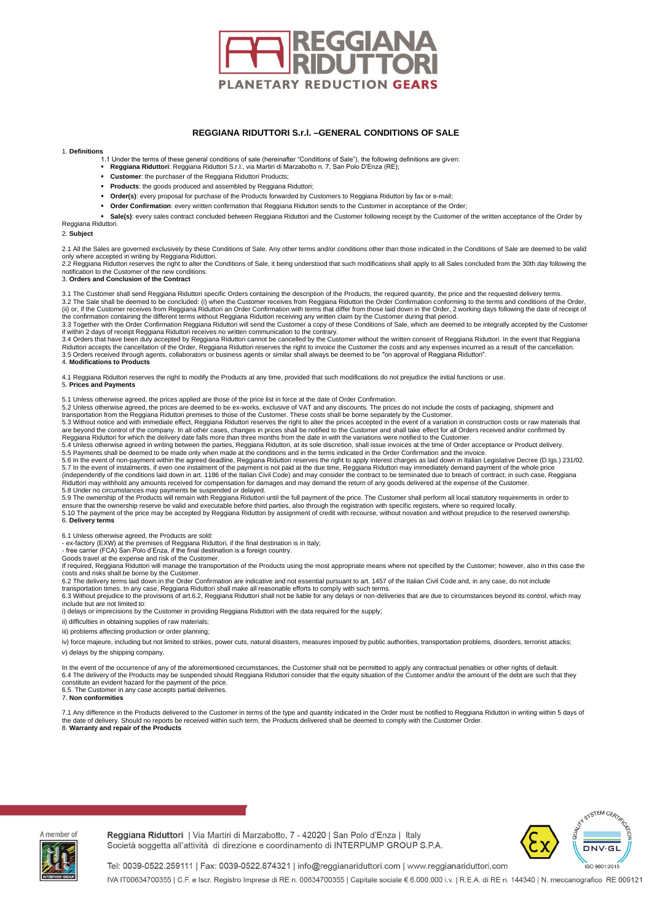# REGGIANA RIDUTTORI S.r.l. –GENERAL CONDITIONS OF SALE

1. **Definitions**

1.1 Under the terms of these general conditions of sale (hereinafter "Conditions of Sale"), the following definitions are given:

- **Reggiana Riduttori**: Reggiana Riduttori S.r.l., via Martiri di Marzabotto n. 7, San Polo D'Enza (RE);
- **Customer**: the purchaser of the Reggiana Riduttori Products;
- **Products**: the goods produced and assembled by Reggiana Riduttori;
- **Order(s)**: every proposal for purchase of the Products forwarded by Customers to Reggiana Riduttori by fax or e-mail;
- **Order Confirmation**: every written confirmation that Reggiana Riduttori sends to the Customer in acceptance of the Order;
- **Sale(s)**: every sales contract concluded between Reggiana Riduttori and the Customer following receipt by the Customer of the written acceptance of the Order by Reggiana Riduttori.

2. **Subject**

2.1 All the Sales are governed exclusively by these Conditions of Sale. Any other terms and/or conditions other than those indicated in the Conditions of Sale are deemed to be valid only where accepted in writing by Reggiana Riduttori.
2.2 Reggiana Riduttori reserves the right to alter the Conditions of Sale, it being understood that such modifications shall apply to all Sales concluded from the 30th day following the notification to the Customer of the new conditions.

3. **Orders and Conclusion of the Contract**

3.1 The Customer shall send Reggiana Riduttori specific Orders containing the description of the Products, the required quantity, the price and the requested delivery terms.
3.2 The Sale shall be deemed to be concluded: (i) when the Customer receives from Reggiana Riduttori the Order Confirmation conforming to the terms and conditions of the Order, (ii) or, if the Customer receives from Reggiana Riduttori an Order Confirmation with terms that differ from those laid down in the Order, 2 working days following the date of receipt of the confirmation containing the different terms without Reggiana Riduttori receiving any written claim by the Customer during that period.
3.3 Together with the Order Confirmation Reggiana Riduttori will send the Customer a copy of these Conditions of Sale, which are deemed to be integrally accepted by the Customer if within 2 days of receipt Reggiana Riduttori receives no written communication to the contrary.
3.4 Orders that have been duly accepted by Reggiana Riduttori cannot be cancelled by the Customer without the written consent of Reggiana Riduttori. In the event that Reggiana Riduttori accepts the cancellation of the Order, Reggiana Riduttori reserves the right to invoice the Customer the costs and any expenses incurred as a result of the cancellation.
3.5 Orders received through agents, collaborators or business agents or similar shall always be deemed to be "on approval of Reggiana Riduttori".

4. **Modifications to Products**

4.1 Reggiana Riduttori reserves the right to modify the Products at any time, provided that such modifications do not prejudice the initial functions or use.

5. **Prices and Payments**

5.1 Unless otherwise agreed, the prices applied are those of the price list in force at the date of Order Confirmation.
5.2 Unless otherwise agreed, the prices are deemed to be ex-works, exclusive of VAT and any discounts. The prices do not include the costs of packaging, shipment and transportation from the Reggiana Riduttori premises to those of the Customer. These costs shall be borne separately by the Customer.
5.3 Without notice and with immediate effect, Reggiana Riduttori reserves the right to alter the prices accepted in the event of a variation in construction costs or raw materials that are beyond the control of the company. In all other cases, changes in prices shall be notified to the Customer and shall take effect for all Orders received and/or confirmed by Reggiana Riduttori for which the delivery date falls more than three months from the date in with the variations were notified to the Customer.
5.4 Unless otherwise agreed in writing between the parties, Reggiana Riduttori, at its sole discretion, shall issue invoices at the time of Order acceptance or Product delivery.
5.5 Payments shall be deemed to be made only when made at the conditions and in the terms indicated in the Order Confirmation and the invoice.
5.6 In the event of non-payment within the agreed deadline, Reggiana Riduttori reserves the right to apply interest charges as laid down in Italian Legislative Decree (D.lgs.) 231/02.
5.7 In the event of instalments, if even one instalment of the payment is not paid at the due time, Reggiana Riduttori may immediately demand payment of the whole price (independently of the conditions laid down in art. 1186 of the Italian Civil Code) and may consider the contract to be terminated due to breach of contract; in such case, Reggiana Riduttori may withhold any amounts received for compensation for damages and may demand the return of any goods delivered at the expense of the Customer.
5.8 Under no circumstances may payments be suspended or delayed.
5.9 The ownership of the Products will remain with Reggiana Riduttori until the full payment of the price. The Customer shall perform all local statutory requirements in order to ensure that the ownership reserve be valid and executable before third parties, also through the registration with specific registers, where so required locally.
5.10 The payment of the price may be accepted by Reggiana Riduttori by assignment of credit with recourse, without novation and without prejudice to the reserved ownership.

6. **Delivery terms**

6.1 Unless otherwise agreed, the Products are sold:
- ex-factory (EXW) at the premises of Reggiana Riduttori, if the final destination is in Italy;
- free carrier (FCA) San Polo d'Enza, if the final destination is a foreign country.

Goods travel at the expense and risk of the Customer.
If required, Reggiana Riduttori will manage the transportation of the Products using the most appropriate means where not specified by the Customer; however, also in this case the costs and risks shall be borne by the Customer.
6.2 The delivery terms laid down in the Order Confirmation are indicative and not essential pursuant to art. 1457 of the Italian Civil Code and, in any case, do not include transportation times. In any case, Reggiana Riduttori shall make all reasonable efforts to comply with such terms.
6.3 Without prejudice to the provisions of art.6.2, Reggiana Riduttori shall not be liable for any delays or non-deliveries that are due to circumstances beyond its control, which may include but are not limited to:
i) delays or imprecisions by the Customer in providing Reggiana Riduttori with the data required for the supply;
ii) difficulties in obtaining supplies of raw materials;
iii) problems affecting production or order planning;
iv) force majeure, including but not limited to strikes, power cuts, natural disasters, measures imposed by public authorities, transportation problems, disorders, terrorist attacks;
v) delays by the shipping company.

In the event of the occurrence of any of the aforementioned circumstances, the Customer shall not be permitted to apply any contractual penalties or other rights of default.
6.4 The delivery of the Products may be suspended should Reggiana Riduttori consider that the equity situation of the Customer and/or the amount of the debt are such that they constitute an evident hazard for the payment of the price.
6.5. The Customer in any case accepts partial deliveries.

7. **Non conformities**

7.1 Any difference in the Products delivered to the Customer in terms of the type and quantity indicated in the Order must be notified to Reggiana Riduttori in writing within 5 days of the date of delivery. Should no reports be received within such term, the Products delivered shall be deemed to comply with the Customer Order.

8. **Warranty and repair of the Products**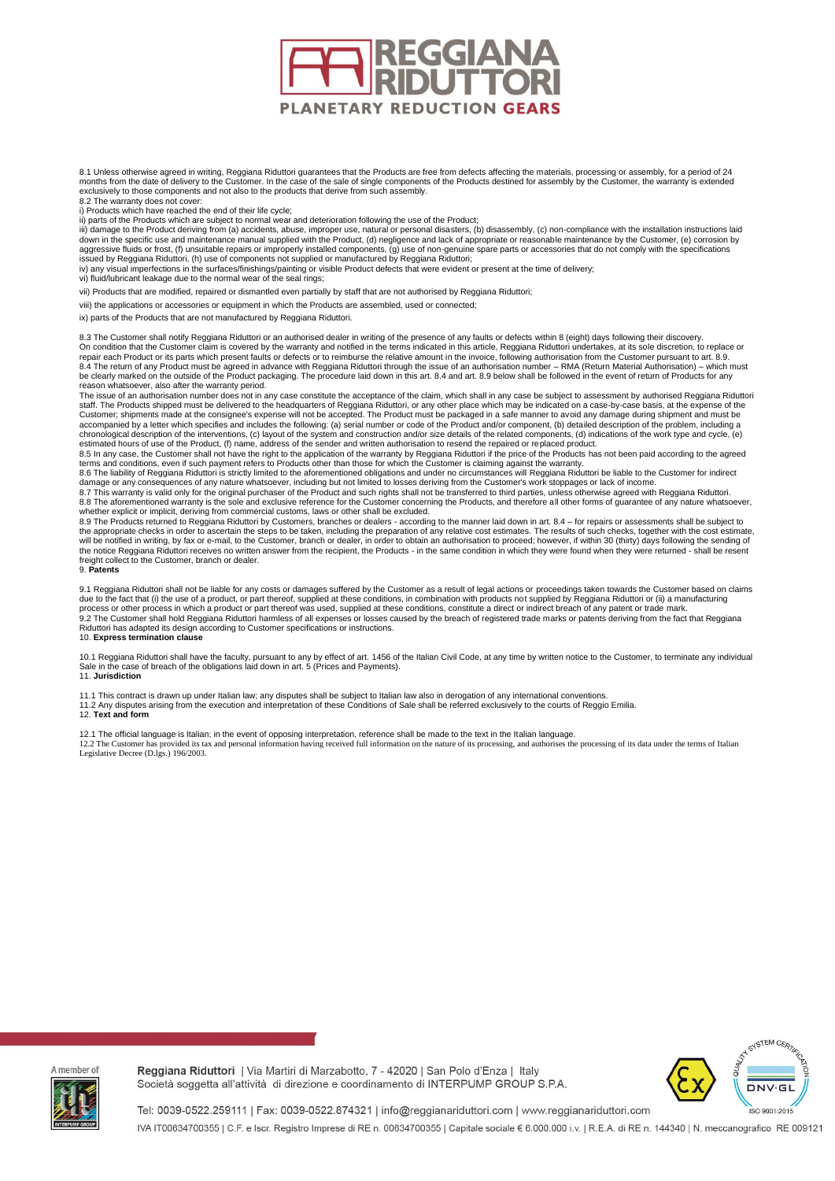8.1 Unless otherwise agreed in writing, Reggiana Riduttori guarantees that the Products are free from defects affecting the materials, processing or assembly, for a period of 24 months from the date of delivery to the Customer. In the case of the sale of single components of the Products destined for assembly by the Customer, the warranty is extended exclusively to those components and not also to the products that derive from such assembly.

8.2 The warranty does not cover:

i) Products which have reached the end of their life cycle;

ii) parts of the Products which are subject to normal wear and deterioration following the use of the Product;

iii) damage to the Product deriving from (a) accidents, abuse, improper use, natural or personal disasters, (b) disassembly, (c) non-compliance with the installation instructions laid down in the specific use and maintenance manual supplied with the Product, (d) negligence and lack of appropriate or reasonable maintenance by the Customer, (e) corrosion by aggressive fluids or frost, (f) unsuitable repairs or improperly installed components, (g) use of non-genuine spare parts or accessories that do not comply with the specifications issued by Reggiana Riduttori, (h) use of components not supplied or manufactured by Reggiana Riduttori;

iv) any visual imperfections in the surfaces/finishings/painting or visible Product defects that were evident or present at the time of delivery;

vi) fluid/lubricant leakage due to the normal wear of the seal rings;

vii) Products that are modified, repaired or dismantled even partially by staff that are not authorised by Reggiana Riduttori;

viii) the applications or accessories or equipment in which the Products are assembled, used or connected;

ix) parts of the Products that are not manufactured by Reggiana Riduttori.

8.3 The Customer shall notify Reggiana Riduttori or an authorised dealer in writing of the presence of any faults or defects within 8 (eight) days following their discovery. On condition that the Customer claim is covered by the warranty and notified in the terms indicated in this article, Reggiana Riduttori undertakes, at its sole discretion, to replace or repair each Product or its parts which present faults or defects or to reimburse the relative amount in the invoice, following authorisation from the Customer pursuant to art. 8.9.

8.4 The return of any Product must be agreed in advance with Reggiana Riduttori through the issue of an authorisation number – RMA (Return Material Authorisation) – which must be clearly marked on the outside of the Product packaging. The procedure laid down in this art. 8.4 and art. 8.9 below shall be followed in the event of return of Products for any reason whatsoever, also after the warranty period.

The issue of an authorisation number does not in any case constitute the acceptance of the claim, which shall in any case be subject to assessment by authorised Reggiana Riduttori staff. The Products shipped must be delivered to the headquarters of Reggiana Riduttori, or any other place which may be indicated on a case-by-case basis, at the expense of the Customer; shipments made at the consignee's expense will not be accepted. The Product must be packaged in a safe manner to avoid any damage during shipment and must be accompanied by a letter which specifies and includes the following: (a) serial number or code of the Product and/or component, (b) detailed description of the problem, including a chronological description of the interventions, (c) layout of the system and construction and/or size details of the related components, (d) indications of the work type and cycle, (e) estimated hours of use of the Product, (f) name, address of the sender and written authorisation to resend the repaired or replaced product.

8.5 In any case, the Customer shall not have the right to the application of the warranty by Reggiana Riduttori if the price of the Products has not been paid according to the agreed terms and conditions, even if such payment refers to Products other than those for which the Customer is claiming against the warranty.

8.6 The liability of Reggiana Riduttori is strictly limited to the aforementioned obligations and under no circumstances will Reggiana Riduttori be liable to the Customer for indirect damage or any consequences of any nature whatsoever, including but not limited to losses deriving from the Customer's work stoppages or lack of income.

8.7 This warranty is valid only for the original purchaser of the Product and such rights shall not be transferred to third parties, unless otherwise agreed with Reggiana Riduttori.

8.8 The aforementioned warranty is the sole and exclusive reference for the Customer concerning the Products, and therefore all other forms of guarantee of any nature whatsoever, whether explicit or implicit, deriving from commercial customs, laws or other shall be excluded.

8.9 The Products returned to Reggiana Riduttori by Customers, branches or dealers - according to the manner laid down in art. 8.4 – for repairs or assessments shall be subject to the appropriate checks in order to ascertain the steps to be taken, including the preparation of any relative cost estimates. The results of such checks, together with the cost estimate, will be notified in writing, by fax or e-mail, to the Customer, branch or dealer, in order to obtain an authorisation to proceed; however, if within 30 (thirty) days following the sending of the notice Reggiana Riduttori receives no written answer from the recipient, the Products - in the same condition in which they were found when they were returned - shall be resent freight collect to the Customer, branch or dealer.

9. **Patents**

9.1 Reggiana Riduttori shall not be liable for any costs or damages suffered by the Customer as a result of legal actions or proceedings taken towards the Customer based on claims due to the fact that (i) the use of a product, or part thereof, supplied at these conditions, in combination with products not supplied by Reggiana Riduttori or (ii) a manufacturing process or other process in which a product or part thereof was used, supplied at these conditions, constitute a direct or indirect breach of any patent or trade mark.

9.2 The Customer shall hold Reggiana Riduttori harmless of all expenses or losses caused by the breach of registered trade marks or patents deriving from the fact that Reggiana Riduttori has adapted its design according to Customer specifications or instructions.

10. **Express termination clause**

10.1 Reggiana Riduttori shall have the faculty, pursuant to any by effect of art. 1456 of the Italian Civil Code, at any time by written notice to the Customer, to terminate any individual Sale in the case of breach of the obligations laid down in art. 5 (Prices and Payments).

11. **Jurisdiction**

11.1 This contract is drawn up under Italian law; any disputes shall be subject to Italian law also in derogation of any international conventions.

11.2 Any disputes arising from the execution and interpretation of these Conditions of Sale shall be referred exclusively to the courts of Reggio Emilia.

12. **Text and form**

12.1 The official language is Italian; in the event of opposing interpretation, reference shall be made to the text in the Italian language.

12.2 The Customer has provided its tax and personal information having received full information on the nature of its processing, and authorises the processing of its data under the terms of Italian Legislative Decree (D.lgs.) 196/2003.